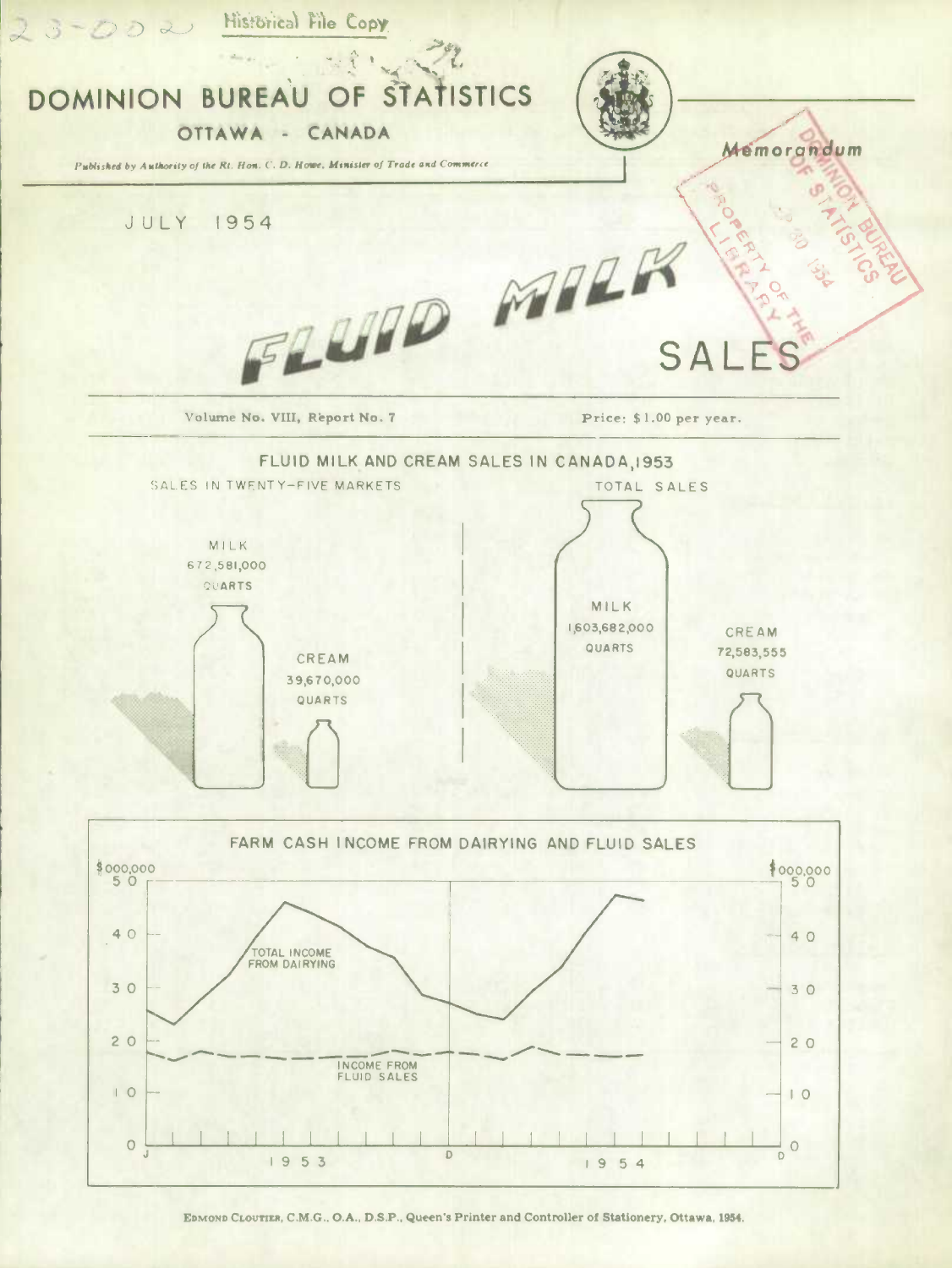23-002 Historical File Copy

# DOMINION BUREAU OF STATISTICS

## OTTAWA - CANADA

*Published by Authority of the Rt. Hon. C. D. Howe, Minister of Trade and Commerce*

Memorandum

JULY 1954

# FLUID MILK SALES

Volume No. VIII, Report No. 7

Price: $1.00 per year.

### FLUID MILK AND CREAM SALES IN CANADA, 1953

SALES IN TWENTY-FIVE MARKETS

MILK 672,581,000 QUARTS

CREAM 39,670,000 QUARTS

TOTAL SALES

MILK 1,603,682,000 QUARTS

CREAM 72,583,555 QUARTS

### FARM CASH INCOME FROM DAIRYING AND FLUID SALES

$000,000

TOTAL INCOME FROM DAIRYING

INCOME FROM FLUID SALES

1953 1954

EDMOND CLOUTIER, C.M.G., O.A., D.S.P., Queen's Printer and Controller of Stationery, Ottawa, 1954.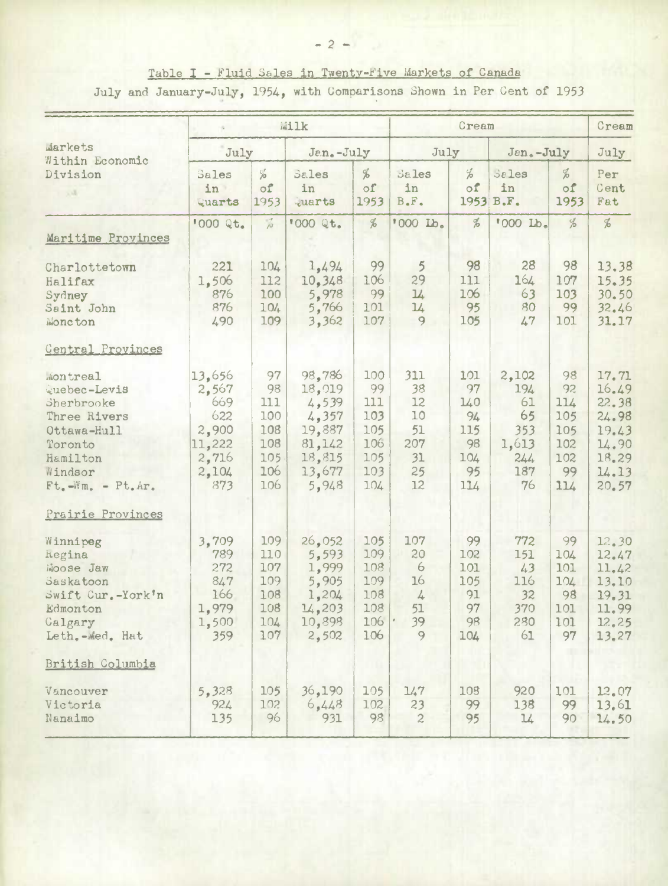Table I - Fluid Sales in Twenty-Five Markets of Canada

July and January-July, 1954, with Comparisons Shown in Per Cent of 1953

| Markets Within Economic Division | Milk | | | | Cream | | | | Cream |
|---|---|---|---|---|---|---|---|---|---|
| | July | | Jan.-July | | July | | Jan.-July | | July |
| | Sales in Quarts | % of 1953 | Sales in Quarts | % of 1953 | Sales in B.F. | % of 1953 | Sales in B.F. | % of 1953 | Per Cent Fat |
| | '000 Qt. | % | '000 Qt. | % | '000 Lb. | % | '000 Lb. | % | % |
| **Maritime Provinces** | | | | | | | | | |
| Charlottetown | 221 | 104 | 1,494 | 99 | 5 | 98 | 28 | 98 | 13.38 |
| Halifax | 1,506 | 112 | 10,348 | 106 | 29 | 111 | 164 | 107 | 15.35 |
| Sydney | 876 | 100 | 5,978 | 99 | 14 | 106 | 63 | 103 | 30.50 |
| Saint John | 876 | 104 | 5,766 | 101 | 14 | 95 | 80 | 99 | 32.46 |
| Moncton | 490 | 109 | 3,362 | 107 | 9 | 105 | 47 | 101 | 31.17 |
| **Central Provinces** | | | | | | | | | |
| Montreal | 13,656 | 97 | 98,786 | 100 | 311 | 101 | 2,102 | 98 | 17.71 |
| Quebec-Levis | 2,567 | 98 | 18,019 | 99 | 38 | 97 | 194 | 92 | 16.49 |
| Sherbrooke | 669 | 111 | 4,539 | 111 | 12 | 140 | 61 | 114 | 22.38 |
| Three Rivers | 622 | 100 | 4,357 | 103 | 10 | 94 | 65 | 105 | 24.98 |
| Ottawa-Hull | 2,900 | 108 | 19,887 | 105 | 51 | 115 | 353 | 105 | 19.43 |
| Toronto | 11,222 | 108 | 81,142 | 106 | 207 | 98 | 1,613 | 102 | 14.90 |
| Hamilton | 2,716 | 105 | 18,815 | 105 | 31 | 104 | 244 | 102 | 18.29 |
| Windsor | 2,104 | 106 | 13,677 | 103 | 25 | 95 | 187 | 99 | 14.13 |
| Ft.-Wm. - Pt.Ar. | 873 | 106 | 5,948 | 104 | 12 | 114 | 76 | 114 | 20.57 |
| **Prairie Provinces** | | | | | | | | | |
| Winnipeg | 3,709 | 109 | 26,052 | 105 | 107 | 99 | 772 | 99 | 12.30 |
| Regina | 789 | 110 | 5,593 | 109 | 20 | 102 | 151 | 104 | 12.47 |
| Moose Jaw | 272 | 107 | 1,999 | 108 | 6 | 101 | 43 | 101 | 11.42 |
| Saskatoon | 847 | 109 | 5,905 | 109 | 16 | 105 | 116 | 104 | 13.10 |
| Swift Cur.-York'n | 166 | 108 | 1,204 | 108 | 4 | 91 | 32 | 98 | 19.31 |
| Edmonton | 1,979 | 108 | 14,203 | 108 | 51 | 97 | 370 | 101 | 11.99 |
| Calgary | 1,500 | 104 | 10,898 | 106 | 39 | 98 | 280 | 101 | 12.25 |
| Leth.-Med. Hat | 359 | 107 | 2,502 | 106 | 9 | 104 | 61 | 97 | 13.27 |
| **British Columbia** | | | | | | | | | |
| Vancouver | 5,328 | 105 | 36,190 | 105 | 147 | 108 | 920 | 101 | 12.07 |
| Victoria | 924 | 102 | 6,448 | 102 | 23 | 99 | 138 | 99 | 13.61 |
| Nanaimo | 135 | 96 | 931 | 98 | 2 | 95 | 14 | 90 | 14.50 |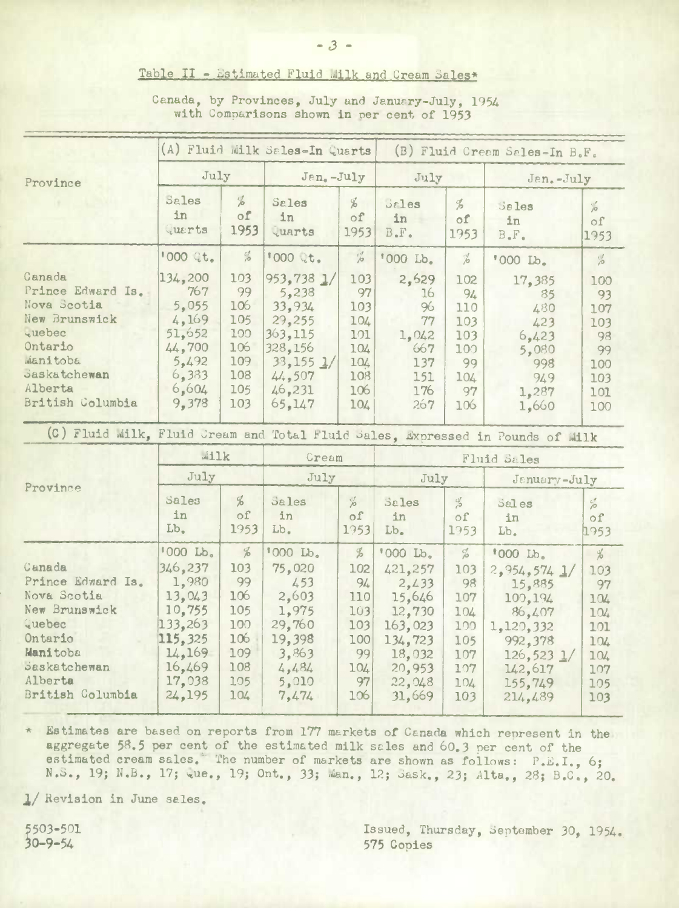Table II - Estimated Fluid Milk and Cream Sales*

Canada, by Provinces, July and January-July, 1954 with Comparisons shown in per cent of 1953

| Province | (A) Fluid Milk Sales-In Quarts | | | | (B) Fluid Cream Sales-In B.F. | | | |
|---|---|---|---|---|---|---|---|---|
| | July | | Jan.-July | | July | | Jan.-July | |
| | Sales in Quarts | % of 1953 | Sales in Quarts | % of 1953 | Sales in B.F. | % of 1953 | Sales in B.F. | % of 1953 |
| | '000 Qt. | % | '000 Qt. | % | '000 Lb. | % | '000 Lb. | % |
| Canada | 134,200 | 103 | 953,738 1/ | 103 | 2,629 | 102 | 17,385 | 100 |
| Prince Edward Is. | 767 | 99 | 5,238 | 97 | 16 | 94 | 85 | 93 |
| Nova Scotia | 5,055 | 106 | 33,934 | 103 | 96 | 110 | 480 | 107 |
| New Brunswick | 4,169 | 105 | 29,255 | 104 | 77 | 103 | 423 | 103 |
| Quebec | 51,652 | 100 | 363,115 | 101 | 1,042 | 103 | 6,423 | 98 |
| Ontario | 44,700 | 106 | 328,156 | 104 | 667 | 100 | 5,080 | 99 |
| Manitoba | 5,492 | 109 | 33,155 1/ | 104 | 137 | 99 | 998 | 100 |
| Saskatchewan | 6,383 | 108 | 44,507 | 108 | 151 | 104 | 949 | 103 |
| Alberta | 6,604 | 105 | 46,231 | 106 | 176 | 97 | 1,287 | 101 |
| British Columbia | 9,378 | 103 | 65,147 | 104 | 267 | 106 | 1,660 | 100 |

(C) Fluid Milk, Fluid Cream and Total Fluid Sales, Expressed in Pounds of Milk

| Province | Milk | | Cream | | Fluid Sales | | | |
|---|---|---|---|---|---|---|---|---|
| | July | | July | | July | | January-July | |
| | Sales in Lb. | % of 1953 | Sales in Lb. | % of 1953 | Sales in Lb. | % of 1953 | Sales in Lb. | % of 1953 |
| | '000 Lb. | % | '000 Lb. | % | '000 Lb. | % | '000 Lb. | % |
| Canada | 346,237 | 103 | 75,020 | 102 | 421,257 | 103 | 2,954,574 1/ | 103 |
| Prince Edward Is. | 1,980 | 99 | 453 | 94 | 2,433 | 98 | 15,885 | 97 |
| Nova Scotia | 13,043 | 106 | 2,603 | 110 | 15,646 | 107 | 100,194 | 104 |
| New Brunswick | 10,755 | 105 | 1,975 | 103 | 12,730 | 104 | 86,407 | 104 |
| Quebec | 133,263 | 100 | 29,760 | 103 | 163,023 | 100 | 1,120,332 | 101 |
| Ontario | 115,325 | 106 | 19,398 | 100 | 134,723 | 105 | 992,378 | 104 |
| Manitoba | 14,169 | 109 | 3,863 | 99 | 18,032 | 107 | 126,523 1/ | 104 |
| Saskatchewan | 16,469 | 108 | 4,484 | 104 | 20,953 | 107 | 142,617 | 107 |
| Alberta | 17,038 | 105 | 5,010 | 97 | 22,048 | 104 | 155,749 | 105 |
| British Columbia | 24,195 | 104 | 7,474 | 106 | 31,669 | 103 | 214,489 | 103 |

\* Estimates are based on reports from 177 markets of Canada which represent in the aggregate 58.5 per cent of the estimated milk sales and 60.3 per cent of the estimated cream sales. The number of markets are shown as follows: P.E.I., 6; N.S., 19; N.B., 17; Que., 19; Ont., 33; Man., 12; Sask., 23; Alta., 28; B.C., 20.

1/ Revision in June sales.

5503-501
30-9-54

Issued, Thursday, September 30, 1954.
575 Copies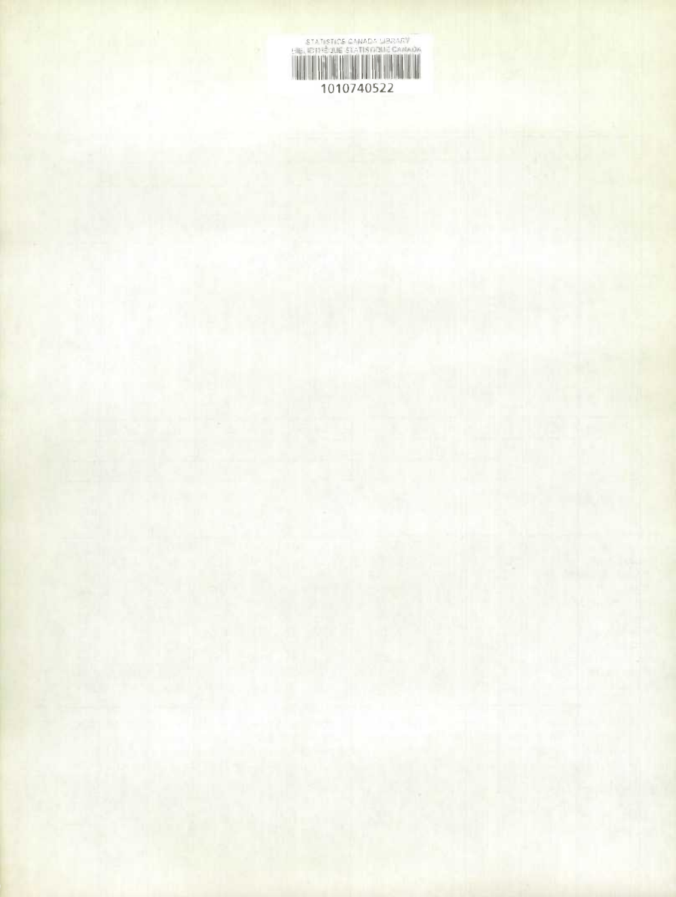STATISTICS CANADA LIBRARY
BIBLIOTHÈQUE STATISTIQUE CANADA

1010740522